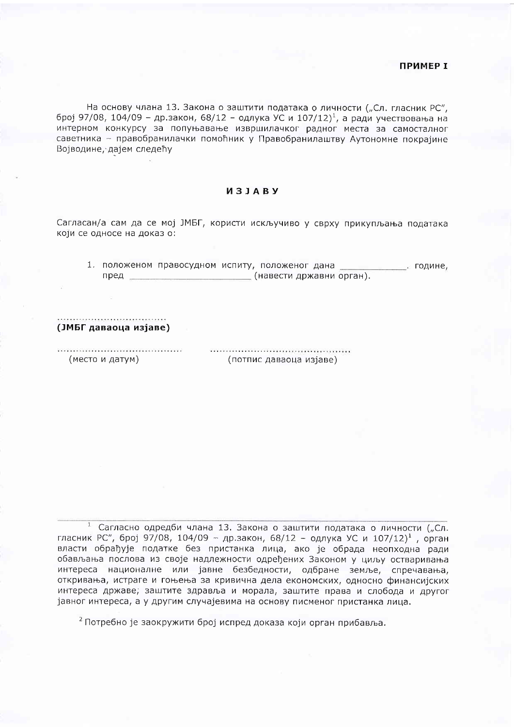**ПРИМЕР I**

На основу члана 13. Закона о заштити података о личности („Сл. гласник РС", број 97/08, 104/09 – др.закон, 68/12 – одлука УС и 107/12)[1], а ради учествовања на интерном конкурсу за попуњавање извршилачког радног места за самосталног саветника – правобранилачки помоћник у Правобранилаштву Аутономне покрајине Војводине, дајем следећу

## ИЗЈАВУ

Сагласан/а сам да се мој ЈМБГ, користи искључиво у сврху прикупљања података који се односе на доказ о:

1. положеном правосудном испиту, положеног дана ____________. године, пред ______________________ (навести државни орган).

..................................

**(ЈМБГ даваоца изјаве)**

....................................... (место и датум)

........................................... (потпис даваоца изјаве)

---

[1] Сагласно одредби члана 13. Закона о заштити података о личности („Сл. гласник РС", број 97/08, 104/09 – др.закон, 68/12 – одлука УС и 107/12)[1], орган власти обрађује податке без пристанка лица, ако је обрада неопходна ради обављања послова из своје надлежности одређених Законом у циљу остваривања интереса националне или јавне безбедности, одбране земље, спречавања, откривања, истраге и гоњења за кривична дела економских, односно финансијских интереса државе; заштите здравља и морала, заштите права и слобода и другог јавног интереса, а у другим случајевима на основу писменог пристанка лица.

[2] Потребно је заокружити број испред доказа који орган прибавља.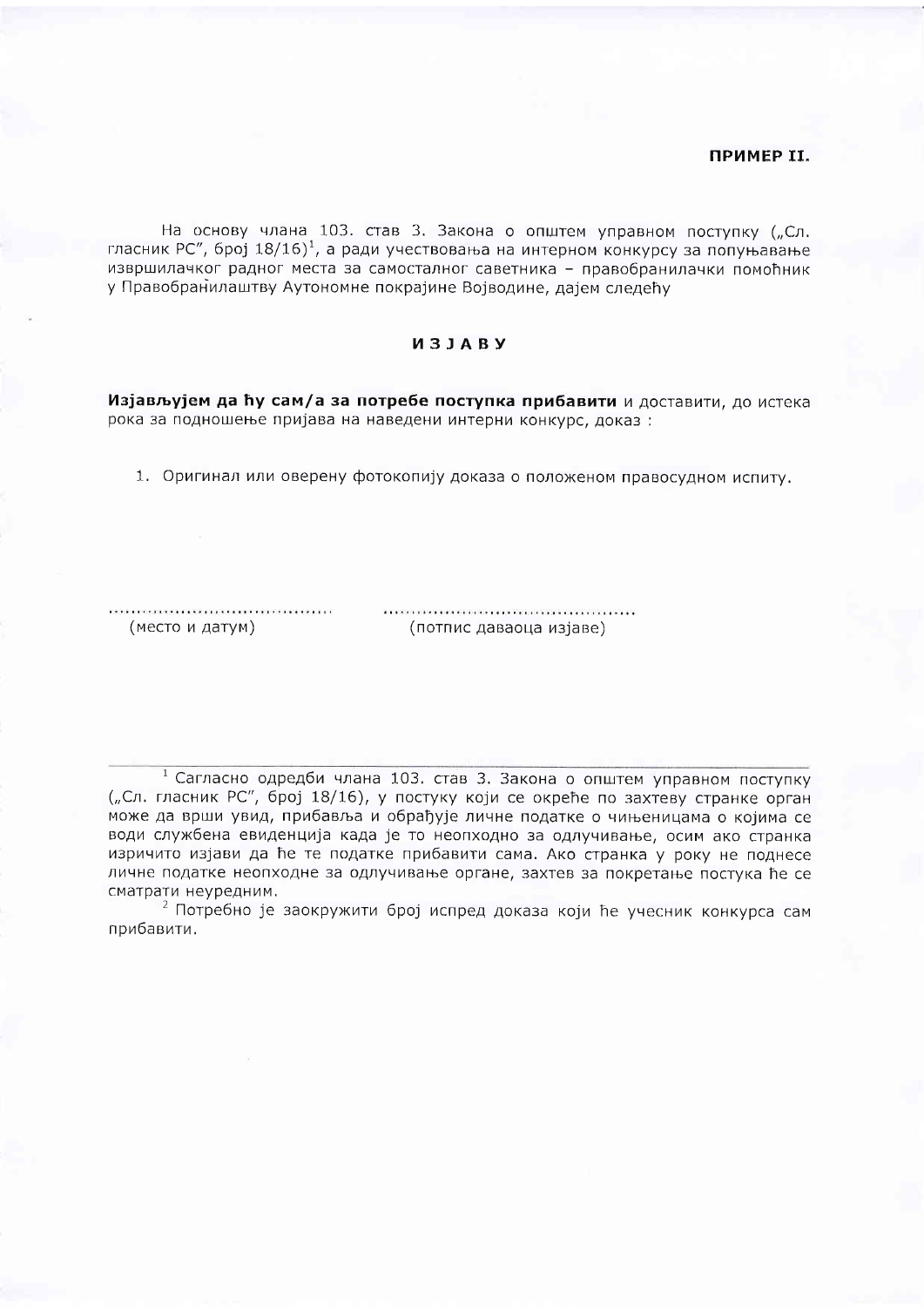**ПРИМЕР II.**

На основу члана 103. став 3. Закона о општем управном поступку („Сл. гласник РС", број 18/16)[1], а ради учествовања на интерном конкурсу за попуњавање извршилачког радног места за самосталног саветника – правобранилачки помоћник у Правобранилаштву Аутономне покрајине Војводине, дајем следећу

## ИЗЈАВУ

**Изјављујем да ћу сам/а за потребе поступка прибавити** и доставити, до истека рока за подношење пријава на наведени интерни конкурс, доказ :

1. Оригинал или оверену фотокопију доказа о положеном правосудном испиту.

.......................................                    ...............................................
(место и датум)                                          (потпис даваоца изјаве)

---

[1] Сагласно одредби члана 103. став 3. Закона о општем управном поступку („Сл. гласник РС", број 18/16), у постуку који се окреће по захтеву странке орган може да врши увид, прибавља и обрађује личне податке о чињеницама о којима се води службена евиденција када је то неопходно за одлучивање, осим ако странка изричито изјави да ће те податке прибавити сама. Ако странка у року не поднесе личне податке неопходне за одлучивање органе, захтев за покретање постука ће се сматрати неуредним.

[2] Потребно је заокружити број испред доказа који ће учесник конкурса сам прибавити.